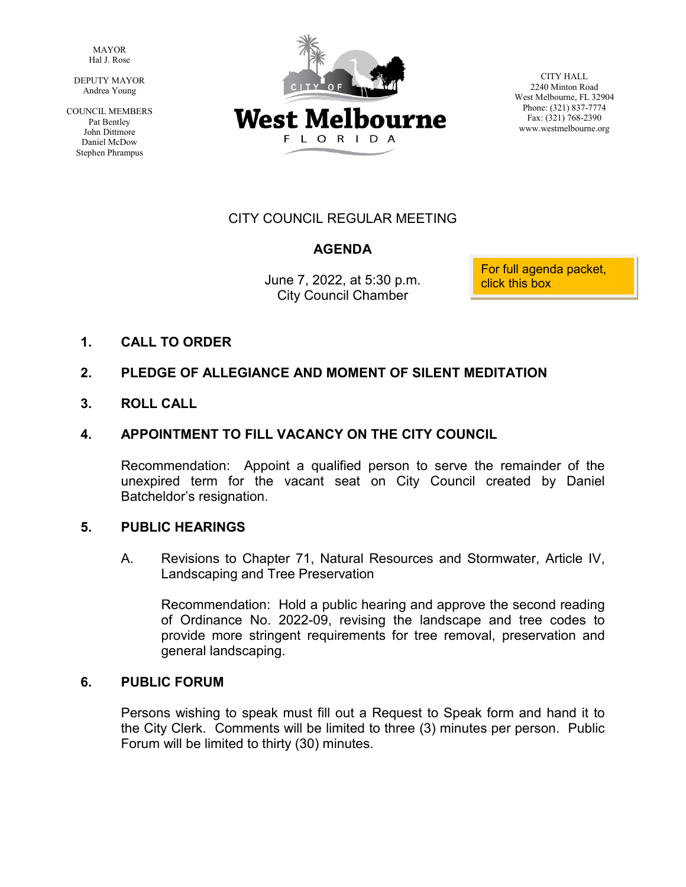MAYOR
Hal J. Rose

DEPUTY MAYOR
Andrea Young

COUNCIL MEMBERS
Pat Bentley
John Dittmore
Daniel McDow
Stephen Phrampus

CITY OF
# West Melbourne
FLORIDA

CITY HALL
2240 Minton Road
West Melbourne, FL 32904
Phone: (321) 837-7774
Fax: (321) 768-2390
www.westmelbourne.org

CITY COUNCIL REGULAR MEETING

## AGENDA

June 7, 2022, at 5:30 p.m.
City Council Chamber

For full agenda packet, click this box

**1. CALL TO ORDER**

**2. PLEDGE OF ALLEGIANCE AND MOMENT OF SILENT MEDITATION**

**3. ROLL CALL**

**4. APPOINTMENT TO FILL VACANCY ON THE CITY COUNCIL**

Recommendation: Appoint a qualified person to serve the remainder of the unexpired term for the vacant seat on City Council created by Daniel Batcheldor's resignation.

**5. PUBLIC HEARINGS**

A. Revisions to Chapter 71, Natural Resources and Stormwater, Article IV, Landscaping and Tree Preservation

Recommendation: Hold a public hearing and approve the second reading of Ordinance No. 2022-09, revising the landscape and tree codes to provide more stringent requirements for tree removal, preservation and general landscaping.

**6. PUBLIC FORUM**

Persons wishing to speak must fill out a Request to Speak form and hand it to the City Clerk. Comments will be limited to three (3) minutes per person. Public Forum will be limited to thirty (30) minutes.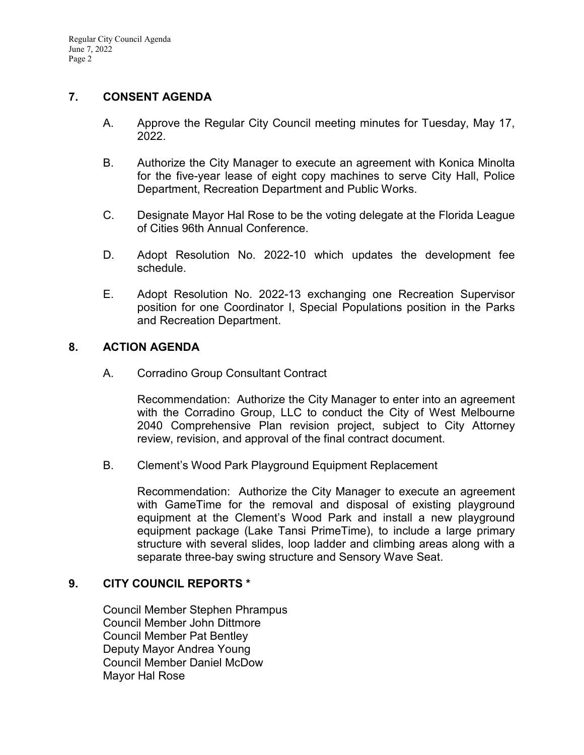## 7. CONSENT AGENDA

A. Approve the Regular City Council meeting minutes for Tuesday, May 17, 2022.

B. Authorize the City Manager to execute an agreement with Konica Minolta for the five-year lease of eight copy machines to serve City Hall, Police Department, Recreation Department and Public Works.

C. Designate Mayor Hal Rose to be the voting delegate at the Florida League of Cities 96th Annual Conference.

D. Adopt Resolution No. 2022-10 which updates the development fee schedule.

E. Adopt Resolution No. 2022-13 exchanging one Recreation Supervisor position for one Coordinator I, Special Populations position in the Parks and Recreation Department.

## 8. ACTION AGENDA

A. Corradino Group Consultant Contract

Recommendation: Authorize the City Manager to enter into an agreement with the Corradino Group, LLC to conduct the City of West Melbourne 2040 Comprehensive Plan revision project, subject to City Attorney review, revision, and approval of the final contract document.

B. Clement's Wood Park Playground Equipment Replacement

Recommendation: Authorize the City Manager to execute an agreement with GameTime for the removal and disposal of existing playground equipment at the Clement's Wood Park and install a new playground equipment package (Lake Tansi PrimeTime), to include a large primary structure with several slides, loop ladder and climbing areas along with a separate three-bay swing structure and Sensory Wave Seat.

## 9. CITY COUNCIL REPORTS *

Council Member Stephen Phrampus
Council Member John Dittmore
Council Member Pat Bentley
Deputy Mayor Andrea Young
Council Member Daniel McDow
Mayor Hal Rose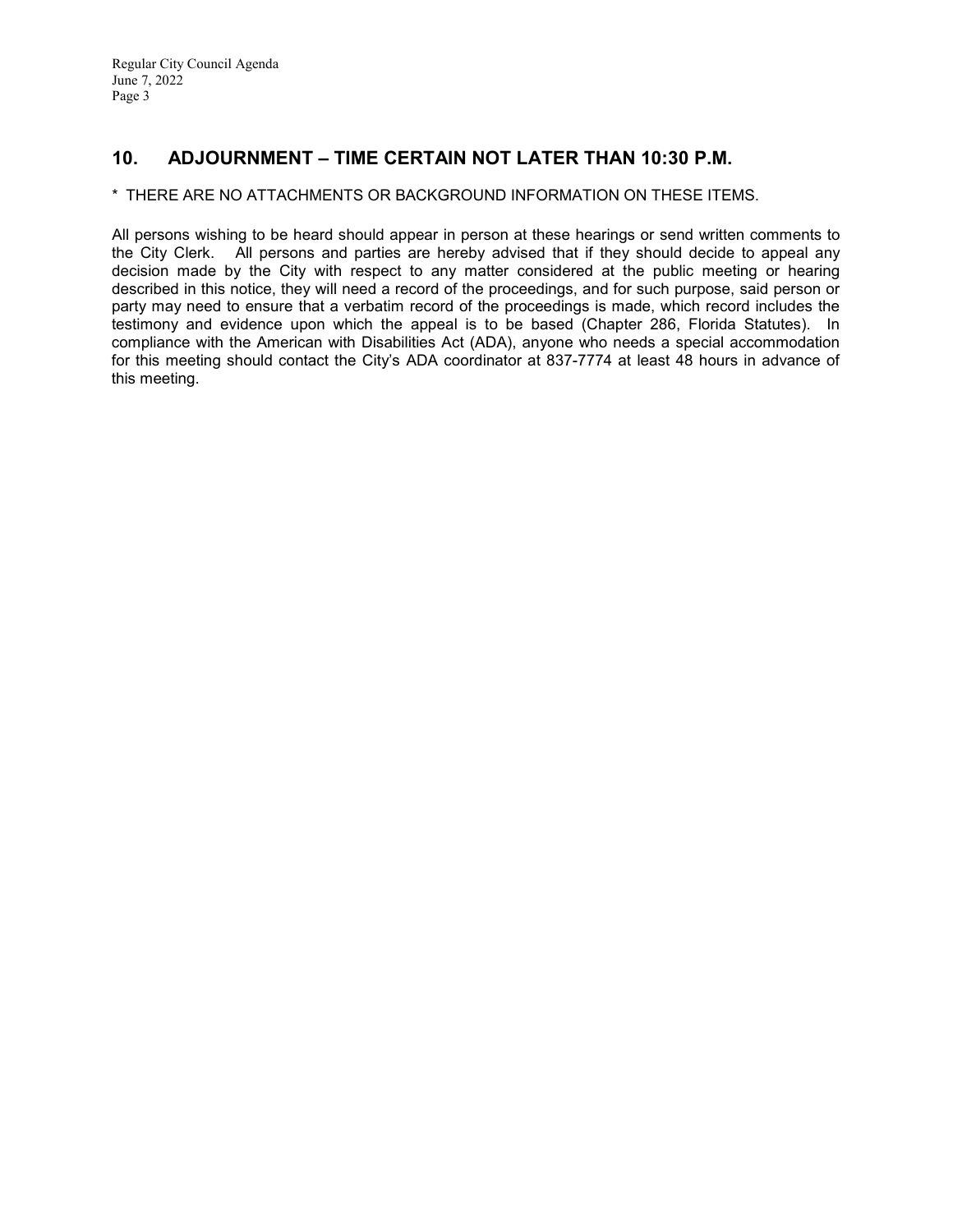## 10. ADJOURNMENT – TIME CERTAIN NOT LATER THAN 10:30 P.M.

* THERE ARE NO ATTACHMENTS OR BACKGROUND INFORMATION ON THESE ITEMS.

All persons wishing to be heard should appear in person at these hearings or send written comments to the City Clerk. All persons and parties are hereby advised that if they should decide to appeal any decision made by the City with respect to any matter considered at the public meeting or hearing described in this notice, they will need a record of the proceedings, and for such purpose, said person or party may need to ensure that a verbatim record of the proceedings is made, which record includes the testimony and evidence upon which the appeal is to be based (Chapter 286, Florida Statutes). In compliance with the American with Disabilities Act (ADA), anyone who needs a special accommodation for this meeting should contact the City's ADA coordinator at 837-7774 at least 48 hours in advance of this meeting.